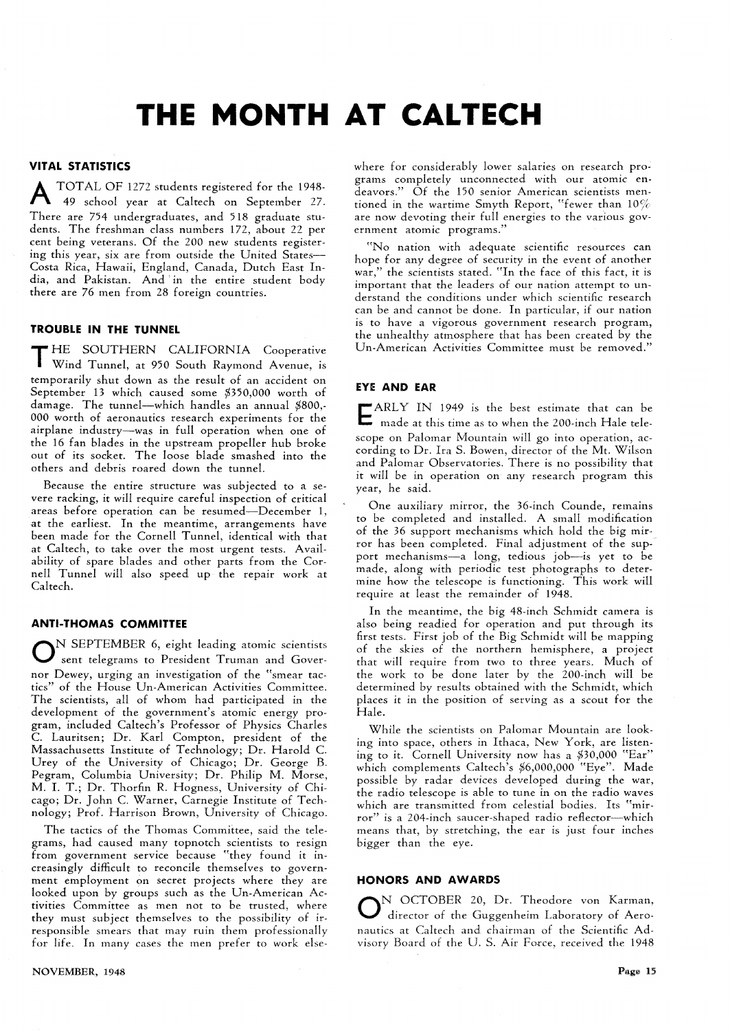# THE MONTH AT CALTECH

## VITAL STATISTICS

A TOTAL OF 1272 students registered for the 1948-49 school year at Caltech on September 27. There are 754 undergraduates, and 518 graduate students. The freshman class numbers 172, about 22 per cent being veterans. Of the 200 new students registering this year, six are from outside the United States—Costa Rica, Hawaii, England, Canada, Dutch East India, and Pakistan. And in the entire student body there are 76 men from 28 foreign countries.

## TROUBLE IN THE TUNNEL

THE SOUTHERN CALIFORNIA Cooperative Wind Tunnel, at 950 South Raymond Avenue, is temporarily shut down as the result of an accident on September 13 which caused some $350,000 worth of damage. The tunnel—which handles an annual $800,000 worth of aeronautics research experiments for the airplane industry—was in full operation when one of the 16 fan blades in the upstream propeller hub broke out of its socket. The loose blade smashed into the others and debris roared down the tunnel.

Because the entire structure was subjected to a severe racking, it will require careful inspection of critical areas before operation can be resumed—December 1, at the earliest. In the meantime, arrangements have been made for the Cornell Tunnel, identical with that at Caltech, to take over the most urgent tests. Availability of spare blades and other parts from the Cornell Tunnel will also speed up the repair work at Caltech.

## ANTI-THOMAS COMMITTEE

ON SEPTEMBER 6, eight leading atomic scientists sent telegrams to President Truman and Governor Dewey, urging an investigation of the "smear tactics" of the House Un-American Activities Committee. The scientists, all of whom had participated in the development of the government's atomic energy program, included Caltech's Professor of Physics Charles C. Lauritsen; Dr. Karl Compton, president of the Massachusetts Institute of Technology; Dr. Harold C. Urey of the University of Chicago; Dr. George B. Pegram, Columbia University; Dr. Philip M. Morse, M. I. T.; Dr. Thorfin R. Hogness, University of Chicago; Dr. John C. Warner, Carnegie Institute of Technology; Prof. Harrison Brown, University of Chicago.

The tactics of the Thomas Committee, said the telegrams, had caused many topnotch scientists to resign from government service because "they found it increasingly difficult to reconcile themselves to government employment on secret projects where they are looked upon by groups such as the Un-American Activities Committee as men not to be trusted, where they must subject themselves to the possibility of irresponsible smears that may ruin them professionally for life. In many cases the men prefer to work elsewhere for considerably lower salaries on research programs completely unconnected with our atomic endeavors." Of the 150 senior American scientists mentioned in the wartime Smyth Report, "fewer than 10% are now devoting their full energies to the various government atomic programs."

"No nation with adequate scientific resources can hope for any degree of security in the event of another war," the scientists stated. "In the face of this fact, it is important that the leaders of our nation attempt to understand the conditions under which scientific research can be and cannot be done. In particular, if our nation is to have a vigorous government research program, the unhealthy atmosphere that has been created by the Un-American Activities Committee must be removed."

## EYE AND EAR

EARLY IN 1949 is the best estimate that can be made at this time as to when the 200-inch Hale telescope on Palomar Mountain will go into operation, according to Dr. Ira S. Bowen, director of the Mt. Wilson and Palomar Observatories. There is no possibility that it will be in operation on any research program this year, he said.

One auxiliary mirror, the 36-inch Counde, remains to be completed and installed. A small modification of the 36 support mechanisms which hold the big mirror has been completed. Final adjustment of the support mechanisms—a long, tedious job—is yet to be made, along with periodic test photographs to determine how the telescope is functioning. This work will require at least the remainder of 1948.

In the meantime, the big 48-inch Schmidt camera is also being readied for operation and put through its first tests. First job of the Big Schmidt will be mapping of the skies of the northern hemisphere, a project that will require from two to three years. Much of the work to be done later by the 200-inch will be determined by results obtained with the Schmidt, which places it in the position of serving as a scout for the Hale.

While the scientists on Palomar Mountain are looking into space, others in Ithaca, New York, are listening to it. Cornell University now has a $30,000 "Ear" which complements Caltech's $6,000,000 "Eye". Made possible by radar devices developed during the war, the radio telescope is able to tune in on the radio waves which are transmitted from celestial bodies. Its "mirror" is a 204-inch saucer-shaped radio reflector—which means that, by stretching, the ear is just four inches bigger than the eye.

## HONORS AND AWARDS

ON OCTOBER 20, Dr. Theodore von Karman, director of the Guggenheim Laboratory of Aeronautics at Caltech and chairman of the Scientific Advisory Board of the U. S. Air Force, received the 1948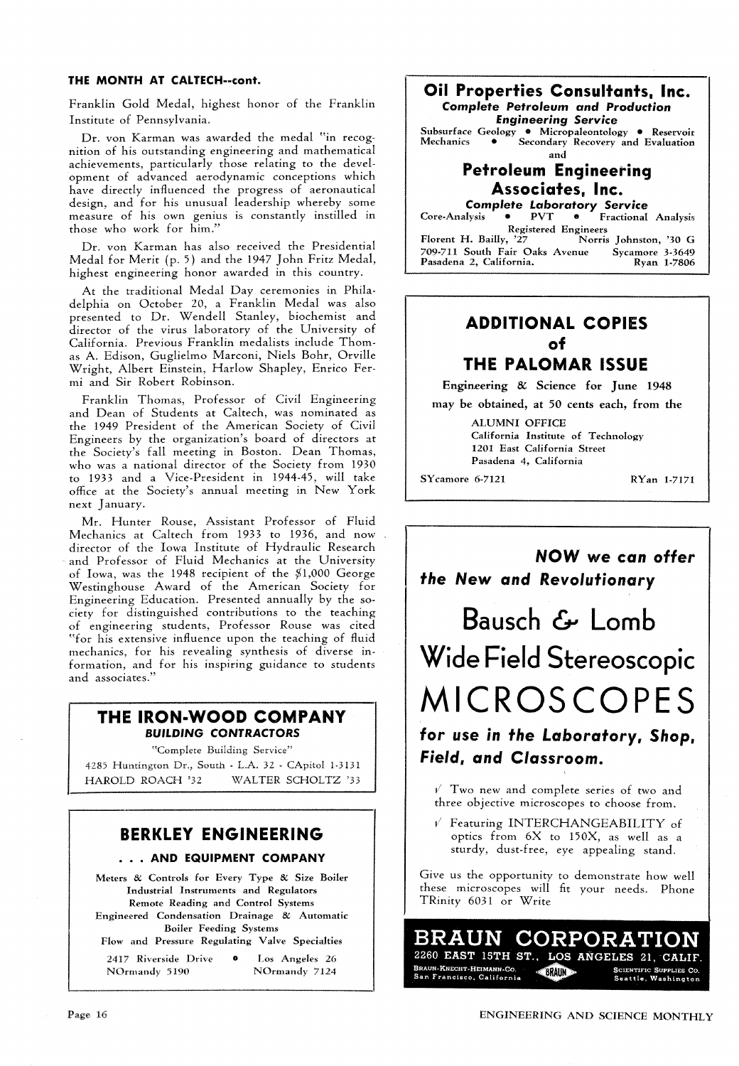### THE MONTH AT CALTECH--cont.

Franklin Gold Medal, highest honor of the Franklin Institute of Pennsylvania.

Dr. von Karman was awarded the medal "in recognition of his outstanding engineering and mathematical achievements, particularly those relating to the development of advanced aerodynamic conceptions which have directly influenced the progress of aeronautical design, and for his unusual leadership whereby some measure of his own genius is constantly instilled in those who work for him."

Dr. von Karman has also received the Presidential Medal for Merit (p. 5) and the 1947 John Fritz Medal, highest engineering honor awarded in this country.

At the traditional Medal Day ceremonies in Philadelphia on October 20, a Franklin Medal was also presented to Dr. Wendell Stanley, biochemist and director of the virus laboratory of the University of California. Previous Franklin medalists include Thomas A. Edison, Guglielmo Marconi, Niels Bohr, Orville Wright, Albert Einstein, Harlow Shapley, Enrico Fermi and Sir Robert Robinson.

Franklin Thomas, Professor of Civil Engineering and Dean of Students at Caltech, was nominated as the 1949 President of the American Society of Civil Engineers by the organization's board of directors at the Society's fall meeting in Boston. Dean Thomas, who was a national director of the Society from 1930 to 1933 and a Vice-President in 1944-45, will take office at the Society's annual meeting in New York next January.

Mr. Hunter Rouse, Assistant Professor of Fluid Mechanics at Caltech from 1933 to 1936, and now director of the Iowa Institute of Hydraulic Research and Professor of Fluid Mechanics at the University of Iowa, was the 1948 recipient of the $1,000 George Westinghouse Award of the American Society for Engineering Education. Presented annually by the society for distinguished contributions to the teaching of engineering students, Professor Rouse was cited "for his extensive influence upon the teaching of fluid mechanics, for his revealing synthesis of diverse information, and for his inspiring guidance to students and associates."

---

**THE IRON-WOOD COMPANY**
***BUILDING CONTRACTORS***

"Complete Building Service"

4285 Huntington Dr., South - L.A. 32 - CApitol 1-3131

HAROLD ROACH '32 WALTER SCHOLTZ '33

---

**BERKLEY ENGINEERING**
**. . . AND EQUIPMENT COMPANY**

Meters & Controls for Every Type & Size Boiler
Industrial Instruments and Regulators
Remote Reading and Control Systems
Engineered Condensation Drainage & Automatic Boiler Feeding Systems
Flow and Pressure Regulating Valve Specialties

2417 Riverside Drive • Los Angeles 26
NOrmandy 5190 NOrmandy 7124

---

**Oil Properties Consultants, Inc.**
***Complete Petroleum and Production Engineering Service***

Subsurface Geology • Micropaleontology • Reservoir Mechanics • Secondary Recovery and Evaluation

and

**Petroleum Engineering Associates, Inc.**
***Complete Laboratory Service***

Core-Analysis • PVT • Fractional Analysis

Registered Engineers

Florent H. Bailly, '27 Norris Johnston, '30 G
709-711 South Fair Oaks Avenue Sycamore 3-3649
Pasadena 2, California. Ryan 1-7806

---

**ADDITIONAL COPIES of THE PALOMAR ISSUE**

Engineering & Science for June 1948 may be obtained, at 50 cents each, from the

ALUMNI OFFICE
California Institute of Technology
1201 East California Street
Pasadena 4, California

SYcamore 6-7121 RYan 1-7171

---

***NOW we can offer the New and Revolutionary***

**Bausch & Lomb Wide Field Stereoscopic MICROSCOPES**

***for use in the Laboratory, Shop, Field, and Classroom.***

✓ Two new and complete series of two and three objective microscopes to choose from.

✓ Featuring INTERCHANGEABILITY of optics from 6X to 150X, as well as a sturdy, dust-free, eye appealing stand.

Give us the opportunity to demonstrate how well these microscopes will fit your needs. Phone TRinity 6031 or Write

**BRAUN CORPORATION**
2260 EAST 15TH ST., LOS ANGELES 21, CALIF.

BRAUN-KNECHT-HEIMANN-CO. San Francisco, California — BRAUN — SCIENTIFIC SUPPLIES CO. Seattle, Washington